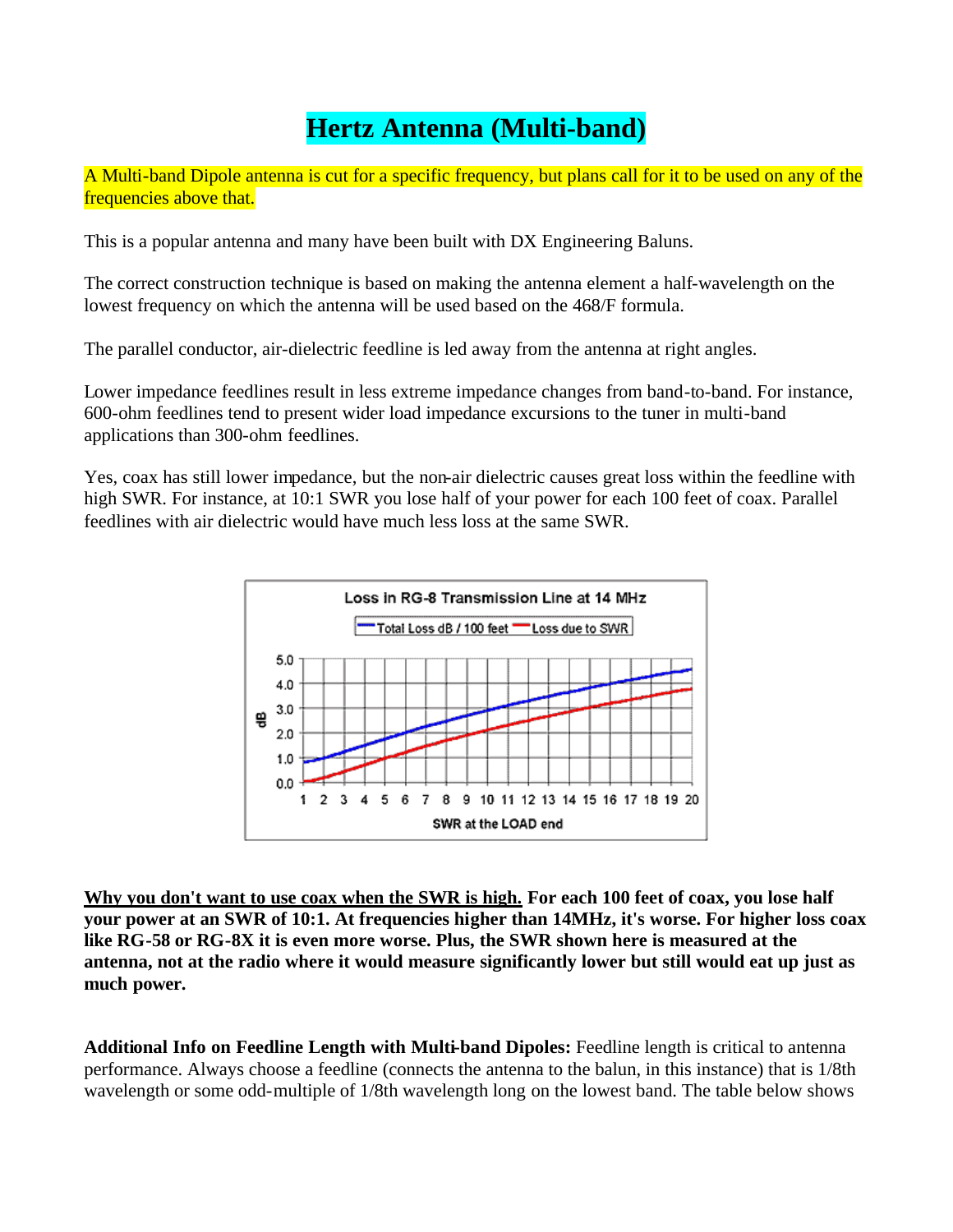# Hertz Antenna (Multi-band)

A Multi-band Dipole antenna is cut for a specific frequency, but plans call for it to be used on any of the frequencies above that.

This is a popular antenna and many have been built with DX Engineering Baluns.

The correct construction technique is based on making the antenna element a half-wavelength on the lowest frequency on which the antenna will be used based on the 468/F formula.

The parallel conductor, air-dielectric feedline is led away from the antenna at right angles.

Lower impedance feedlines result in less extreme impedance changes from band-to-band. For instance, 600-ohm feedlines tend to present wider load impedance excursions to the tuner in multi-band applications than 300-ohm feedlines.

Yes, coax has still lower impedance, but the non-air dielectric causes great loss within the feedline with high SWR. For instance, at 10:1 SWR you lose half of your power for each 100 feet of coax. Parallel feedlines with air dielectric would have much less loss at the same SWR.

Loss in RG-8 Transmission Line at 14 MHz

<u>Why you don't want to use coax when the SWR is high.</u> **For each 100 feet of coax, you lose half your power at an SWR of 10:1. At frequencies higher than 14MHz, it's worse. For higher loss coax like RG-58 or RG-8X it is even more worse. Plus, the SWR shown here is measured at the antenna, not at the radio where it would measure significantly lower but still would eat up just as much power.**

**Additional Info on Feedline Length with Multi-band Dipoles:** Feedline length is critical to antenna performance. Always choose a feedline (connects the antenna to the balun, in this instance) that is 1/8th wavelength or some odd-multiple of 1/8th wavelength long on the lowest band. The table below shows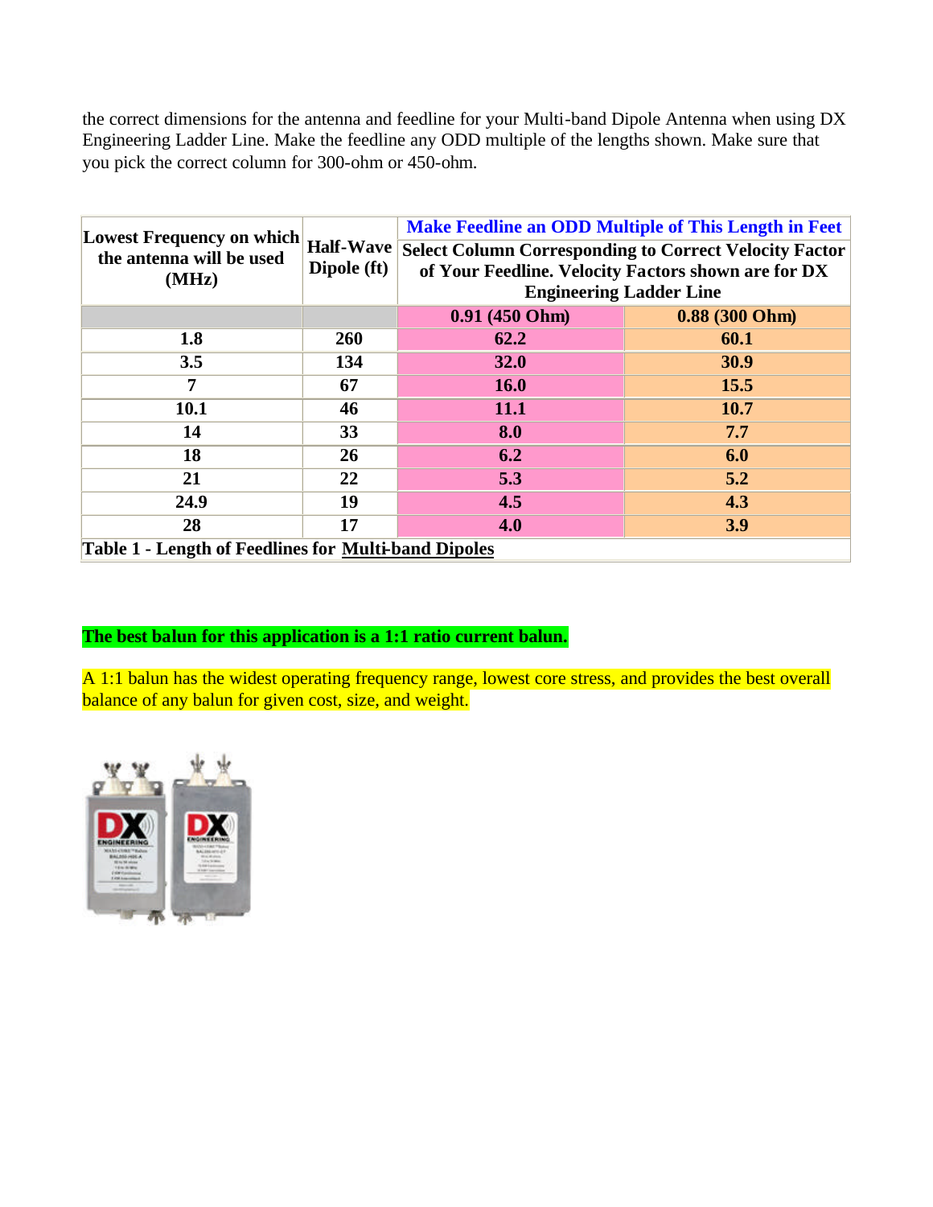the correct dimensions for the antenna and feedline for your Multi-band Dipole Antenna when using DX Engineering Ladder Line. Make the feedline any ODD multiple of the lengths shown. Make sure that you pick the correct column for 300-ohm or 450-ohm.

| **Lowest Frequency on which the antenna will be used (MHz)** | **Half-Wave Dipole (ft)** | **Make Feedline an ODD Multiple of This Length in Feet** — **Select Column Corresponding to Correct Velocity Factor of Your Feedline. Velocity Factors shown are for DX Engineering Ladder Line** | |
|---|---|---|---|
| | | **0.91 (450 Ohm)** | **0.88 (300 Ohm)** |
| **1.8** | **260** | **62.2** | **60.1** |
| **3.5** | **134** | **32.0** | **30.9** |
| **7** | **67** | **16.0** | **15.5** |
| **10.1** | **46** | **11.1** | **10.7** |
| **14** | **33** | **8.0** | **7.7** |
| **18** | **26** | **6.2** | **6.0** |
| **21** | **22** | **5.3** | **5.2** |
| **24.9** | **19** | **4.5** | **4.3** |
| **28** | **17** | **4.0** | **3.9** |

**Table 1 - Length of Feedlines for Multi-band Dipoles**

**The best balun for this application is a 1:1 ratio current balun.**

A 1:1 balun has the widest operating frequency range, lowest core stress, and provides the best overall balance of any balun for given cost, size, and weight.